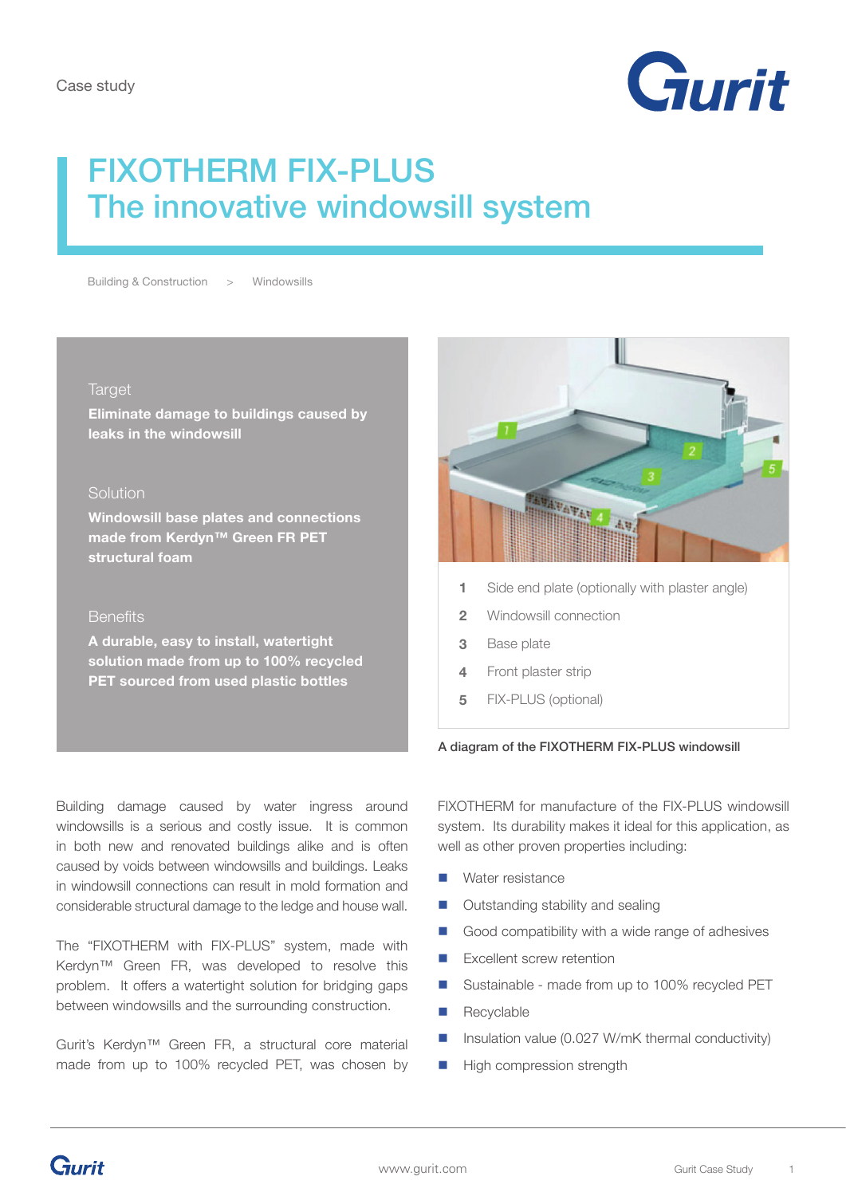Case study

# FIXOTHERM FIX-PLUS
# The innovative windowsill system

Building & Construction > Windowsills

**Target**

**Eliminate damage to buildings caused by leaks in the windowsill**

**Solution**

**Windowsill base plates and connections made from Kerdyn™ Green FR PET structural foam**

**Benefits**

**A durable, easy to install, watertight solution made from up to 100% recycled PET sourced from used plastic bottles**

1 Side end plate (optionally with plaster angle)
2 Windowsill connection
3 Base plate
4 Front plaster strip
5 FIX-PLUS (optional)

**A diagram of the FIXOTHERM FIX-PLUS windowsill**

Building damage caused by water ingress around windowsills is a serious and costly issue. It is common in both new and renovated buildings alike and is often caused by voids between windowsills and buildings. Leaks in windowsill connections can result in mold formation and considerable structural damage to the ledge and house wall.

The "FIXOTHERM with FIX-PLUS" system, made with Kerdyn™ Green FR, was developed to resolve this problem. It offers a watertight solution for bridging gaps between windowsills and the surrounding construction.

Gurit's Kerdyn™ Green FR, a structural core material made from up to 100% recycled PET, was chosen by FIXOTHERM for manufacture of the FIX-PLUS windowsill system. Its durability makes it ideal for this application, as well as other proven properties including:

- Water resistance
- Outstanding stability and sealing
- Good compatibility with a wide range of adhesives
- Excellent screw retention
- Sustainable - made from up to 100% recycled PET
- Recyclable
- Insulation value (0.027 W/mK thermal conductivity)
- High compression strength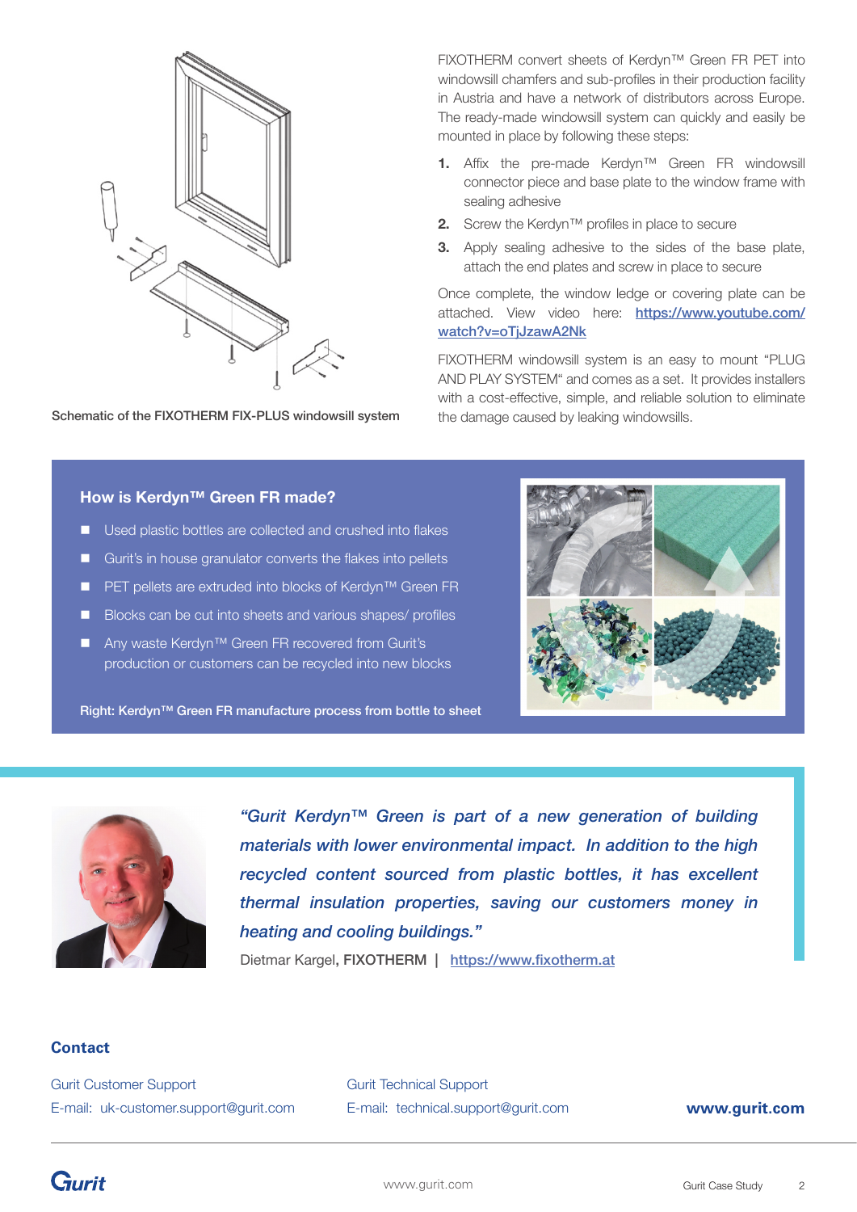Schematic of the FIXOTHERM FIX-PLUS windowsill system

FIXOTHERM convert sheets of Kerdyn™ Green FR PET into windowsill chamfers and sub-profiles in their production facility in Austria and have a network of distributors across Europe. The ready-made windowsill system can quickly and easily be mounted in place by following these steps:

1. Affix the pre-made Kerdyn™ Green FR windowsill connector piece and base plate to the window frame with sealing adhesive
2. Screw the Kerdyn™ profiles in place to secure
3. Apply sealing adhesive to the sides of the base plate, attach the end plates and screw in place to secure

Once complete, the window ledge or covering plate can be attached. View video here: [https://www.youtube.com/watch?v=oTjJzawA2Nk](https://www.youtube.com/watch?v=oTjJzawA2Nk)

FIXOTHERM windowsill system is an easy to mount "PLUG AND PLAY SYSTEM" and comes as a set. It provides installers with a cost-effective, simple, and reliable solution to eliminate the damage caused by leaking windowsills.

## How is Kerdyn™ Green FR made?

- Used plastic bottles are collected and crushed into flakes
- Gurit's in house granulator converts the flakes into pellets
- PET pellets are extruded into blocks of Kerdyn™ Green FR
- Blocks can be cut into sheets and various shapes/ profiles
- Any waste Kerdyn™ Green FR recovered from Gurit's production or customers can be recycled into new blocks

Right: Kerdyn™ Green FR manufacture process from bottle to sheet

*"Gurit Kerdyn™ Green is part of a new generation of building materials with lower environmental impact. In addition to the high recycled content sourced from plastic bottles, it has excellent thermal insulation properties, saving our customers money in heating and cooling buildings."*

Dietmar Kargel, **FIXOTHERM** | [https://www.fixotherm.at](https://www.fixotherm.at)

## Contact

Gurit Customer Support
E-mail: uk-customer.support@gurit.com

Gurit Technical Support
E-mail: technical.support@gurit.com

**www.gurit.com**